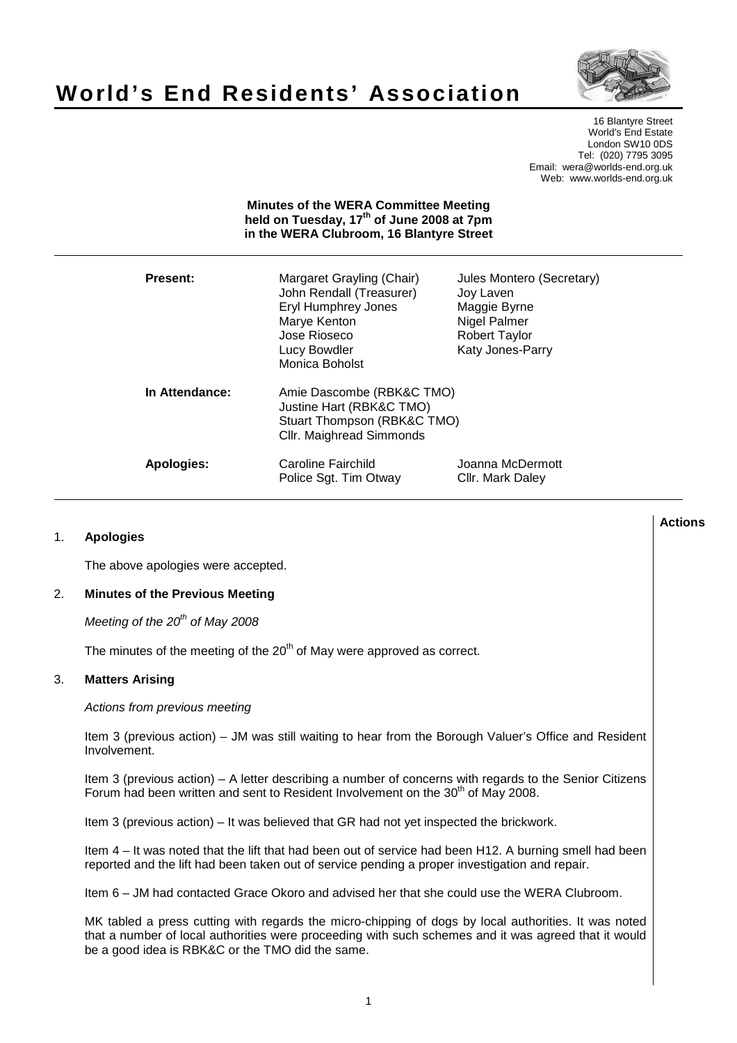# World's End Residents' Association

16 Blantyre Street
World's End Estate
London SW10 0DS
Tel: (020) 7795 3095
Email: wera@worlds-end.org.uk
Web: www.worlds-end.org.uk

**Minutes of the WERA Committee Meeting held on Tuesday, 17th of June 2008 at 7pm in the WERA Clubroom, 16 Blantyre Street**

| | | |
|---|---|---|
| **Present:** | Margaret Grayling (Chair) | Jules Montero (Secretary) |
| | John Rendall (Treasurer) | Joy Laven |
| | Eryl Humphrey Jones | Maggie Byrne |
| | Marye Kenton | Nigel Palmer |
| | Jose Rioseco | Robert Taylor |
| | Lucy Bowdler | Katy Jones-Parry |
| | Monica Boholst | |
| **In Attendance:** | Amie Dascombe (RBK&C TMO) | |
| | Justine Hart (RBK&C TMO) | |
| | Stuart Thompson (RBK&C TMO) | |
| | Cllr. Maighread Simmonds | |
| **Apologies:** | Caroline Fairchild | Joanna McDermott |
| | Police Sgt. Tim Otway | Cllr. Mark Daley |

**Actions**

## 1. Apologies

The above apologies were accepted.

## 2. Minutes of the Previous Meeting

*Meeting of the 20th of May 2008*

The minutes of the meeting of the 20th of May were approved as correct.

## 3. Matters Arising

*Actions from previous meeting*

Item 3 (previous action) – JM was still waiting to hear from the Borough Valuer's Office and Resident Involvement.

Item 3 (previous action) – A letter describing a number of concerns with regards to the Senior Citizens Forum had been written and sent to Resident Involvement on the 30th of May 2008.

Item 3 (previous action) – It was believed that GR had not yet inspected the brickwork.

Item 4 – It was noted that the lift that had been out of service had been H12. A burning smell had been reported and the lift had been taken out of service pending a proper investigation and repair.

Item 6 – JM had contacted Grace Okoro and advised her that she could use the WERA Clubroom.

MK tabled a press cutting with regards the micro-chipping of dogs by local authorities. It was noted that a number of local authorities were proceeding with such schemes and it was agreed that it would be a good idea is RBK&C or the TMO did the same.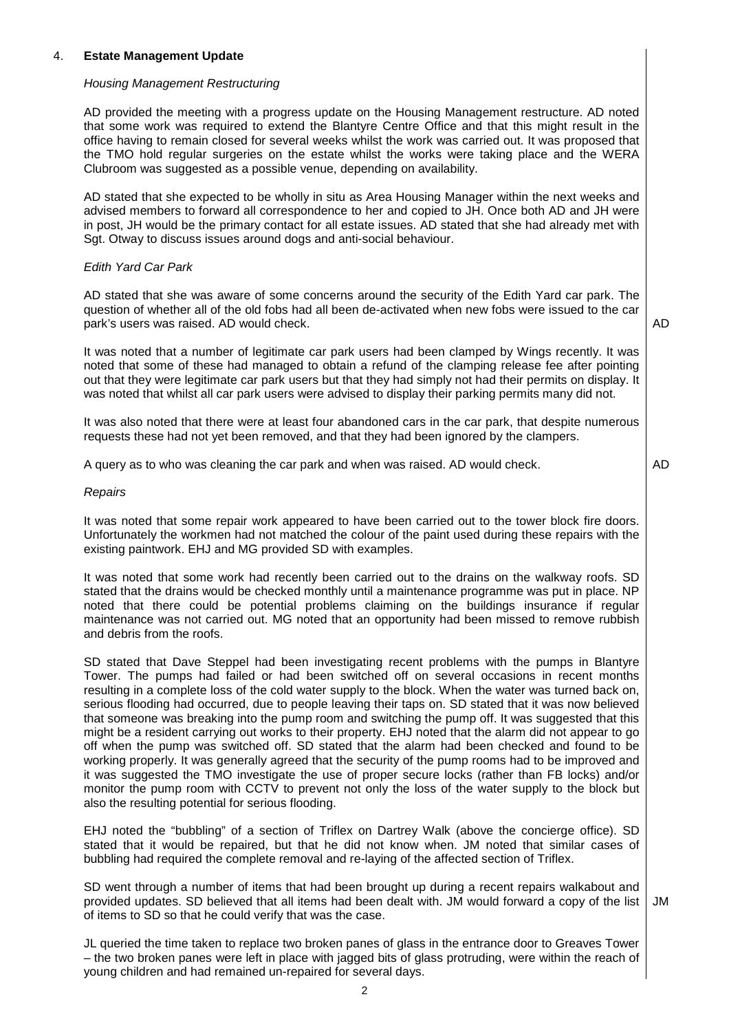## 4. **Estate Management Update**

*Housing Management Restructuring*

AD provided the meeting with a progress update on the Housing Management restructure. AD noted that some work was required to extend the Blantyre Centre Office and that this might result in the office having to remain closed for several weeks whilst the work was carried out. It was proposed that the TMO hold regular surgeries on the estate whilst the works were taking place and the WERA Clubroom was suggested as a possible venue, depending on availability.

AD stated that she expected to be wholly in situ as Area Housing Manager within the next weeks and advised members to forward all correspondence to her and copied to JH. Once both AD and JH were in post, JH would be the primary contact for all estate issues. AD stated that she had already met with Sgt. Otway to discuss issues around dogs and anti-social behaviour.

*Edith Yard Car Park*

AD stated that she was aware of some concerns around the security of the Edith Yard car park. The question of whether all of the old fobs had all been de-activated when new fobs were issued to the car park's users was raised. AD would check. **AD**

It was noted that a number of legitimate car park users had been clamped by Wings recently. It was noted that some of these had managed to obtain a refund of the clamping release fee after pointing out that they were legitimate car park users but that they had simply not had their permits on display. It was noted that whilst all car park users were advised to display their parking permits many did not.

It was also noted that there were at least four abandoned cars in the car park, that despite numerous requests these had not yet been removed, and that they had been ignored by the clampers.

A query as to who was cleaning the car park and when was raised. AD would check. **AD**

*Repairs*

It was noted that some repair work appeared to have been carried out to the tower block fire doors. Unfortunately the workmen had not matched the colour of the paint used during these repairs with the existing paintwork. EHJ and MG provided SD with examples.

It was noted that some work had recently been carried out to the drains on the walkway roofs. SD stated that the drains would be checked monthly until a maintenance programme was put in place. NP noted that there could be potential problems claiming on the buildings insurance if regular maintenance was not carried out. MG noted that an opportunity had been missed to remove rubbish and debris from the roofs.

SD stated that Dave Steppel had been investigating recent problems with the pumps in Blantyre Tower. The pumps had failed or had been switched off on several occasions in recent months resulting in a complete loss of the cold water supply to the block. When the water was turned back on, serious flooding had occurred, due to people leaving their taps on. SD stated that it was now believed that someone was breaking into the pump room and switching the pump off. It was suggested that this might be a resident carrying out works to their property. EHJ noted that the alarm did not appear to go off when the pump was switched off. SD stated that the alarm had been checked and found to be working properly. It was generally agreed that the security of the pump rooms had to be improved and it was suggested the TMO investigate the use of proper secure locks (rather than FB locks) and/or monitor the pump room with CCTV to prevent not only the loss of the water supply to the block but also the resulting potential for serious flooding.

EHJ noted the "bubbling" of a section of Triflex on Dartrey Walk (above the concierge office). SD stated that it would be repaired, but that he did not know when. JM noted that similar cases of bubbling had required the complete removal and re-laying of the affected section of Triflex.

SD went through a number of items that had been brought up during a recent repairs walkabout and provided updates. SD believed that all items had been dealt with. JM would forward a copy of the list of items to SD so that he could verify that was the case. **JM**

JL queried the time taken to replace two broken panes of glass in the entrance door to Greaves Tower – the two broken panes were left in place with jagged bits of glass protruding, were within the reach of young children and had remained un-repaired for several days.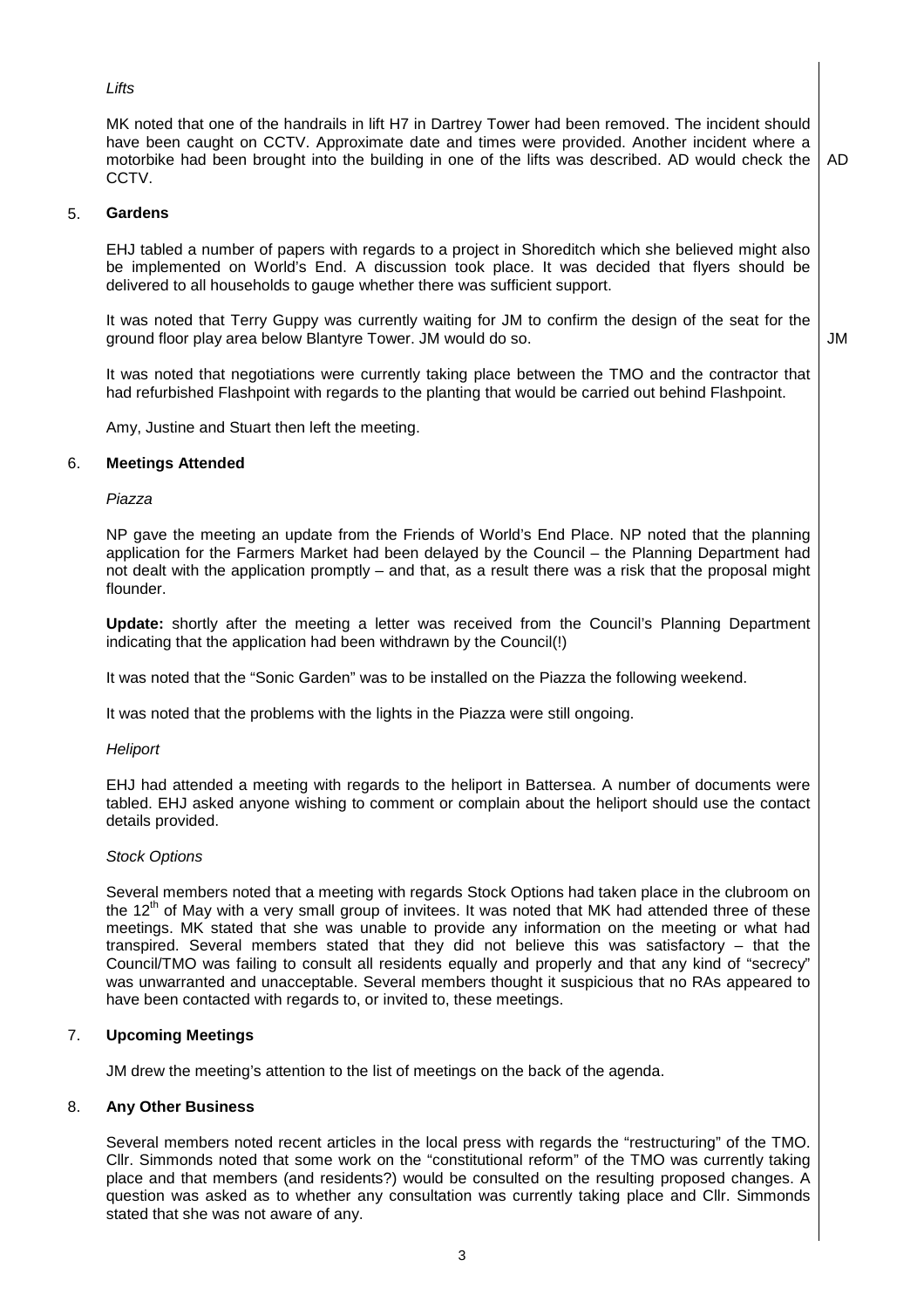*Lifts*

MK noted that one of the handrails in lift H7 in Dartrey Tower had been removed. The incident should have been caught on CCTV. Approximate date and times were provided. Another incident where a motorbike had been brought into the building in one of the lifts was described. AD would check the CCTV. **AD**

## 5. Gardens

EHJ tabled a number of papers with regards to a project in Shoreditch which she believed might also be implemented on World's End. A discussion took place. It was decided that flyers should be delivered to all households to gauge whether there was sufficient support.

It was noted that Terry Guppy was currently waiting for JM to confirm the design of the seat for the ground floor play area below Blantyre Tower. JM would do so. **JM**

It was noted that negotiations were currently taking place between the TMO and the contractor that had refurbished Flashpoint with regards to the planting that would be carried out behind Flashpoint.

Amy, Justine and Stuart then left the meeting.

## 6. Meetings Attended

*Piazza*

NP gave the meeting an update from the Friends of World's End Place. NP noted that the planning application for the Farmers Market had been delayed by the Council – the Planning Department had not dealt with the application promptly – and that, as a result there was a risk that the proposal might flounder.

**Update:** shortly after the meeting a letter was received from the Council's Planning Department indicating that the application had been withdrawn by the Council(!)

It was noted that the "Sonic Garden" was to be installed on the Piazza the following weekend.

It was noted that the problems with the lights in the Piazza were still ongoing.

*Heliport*

EHJ had attended a meeting with regards to the heliport in Battersea. A number of documents were tabled. EHJ asked anyone wishing to comment or complain about the heliport should use the contact details provided.

*Stock Options*

Several members noted that a meeting with regards Stock Options had taken place in the clubroom on the 12th of May with a very small group of invitees. It was noted that MK had attended three of these meetings. MK stated that she was unable to provide any information on the meeting or what had transpired. Several members stated that they did not believe this was satisfactory – that the Council/TMO was failing to consult all residents equally and properly and that any kind of "secrecy" was unwarranted and unacceptable. Several members thought it suspicious that no RAs appeared to have been contacted with regards to, or invited to, these meetings.

## 7. Upcoming Meetings

JM drew the meeting's attention to the list of meetings on the back of the agenda.

## 8. Any Other Business

Several members noted recent articles in the local press with regards the "restructuring" of the TMO. Cllr. Simmonds noted that some work on the "constitutional reform" of the TMO was currently taking place and that members (and residents?) would be consulted on the resulting proposed changes. A question was asked as to whether any consultation was currently taking place and Cllr. Simmonds stated that she was not aware of any.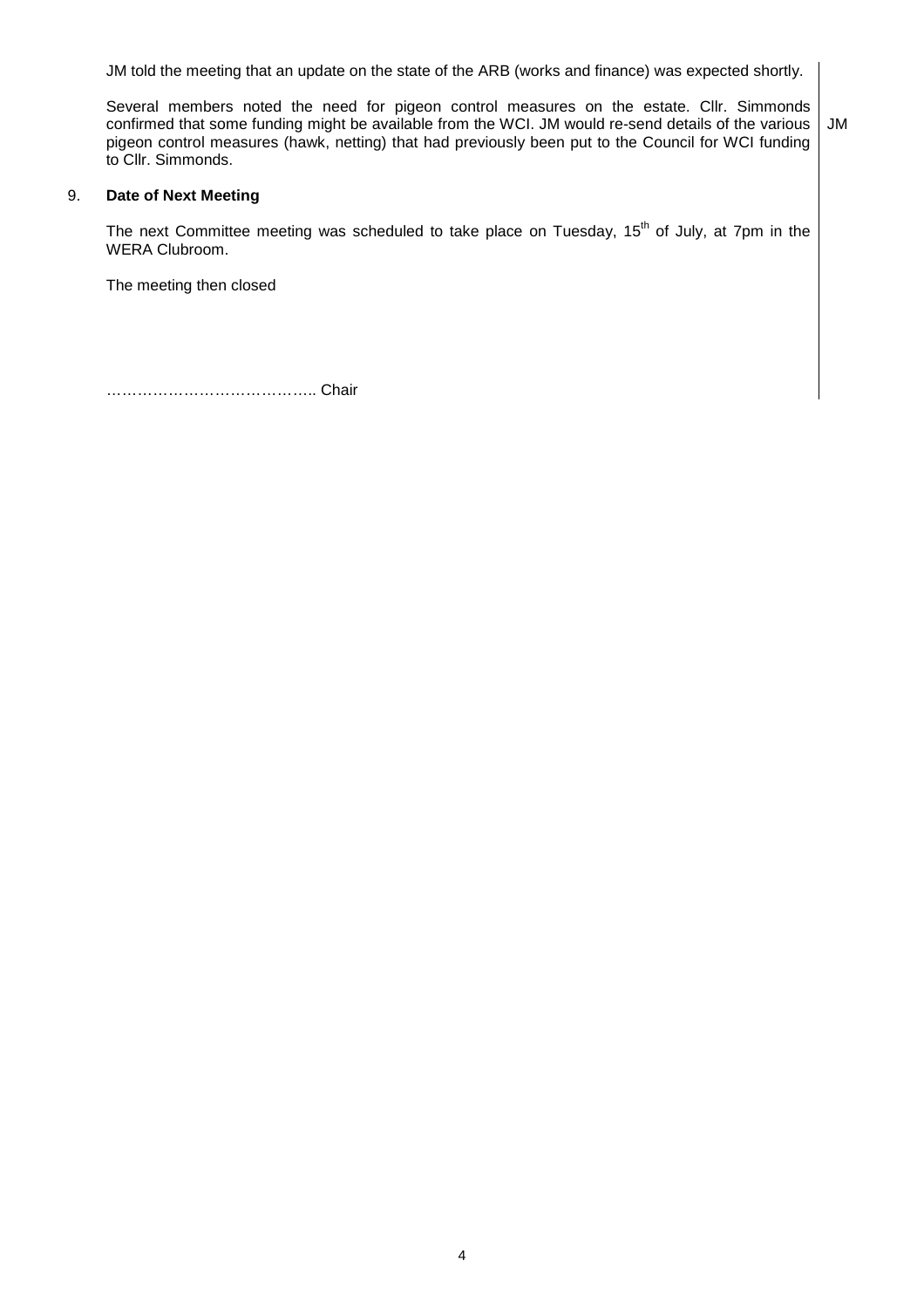JM told the meeting that an update on the state of the ARB (works and finance) was expected shortly.

Several members noted the need for pigeon control measures on the estate. Cllr. Simmonds confirmed that some funding might be available from the WCI. JM would re-send details of the various pigeon control measures (hawk, netting) that had previously been put to the Council for WCI funding to Cllr. Simmonds. **JM**

9. **Date of Next Meeting**

The next Committee meeting was scheduled to take place on Tuesday, 15th of July, at 7pm in the WERA Clubroom.

The meeting then closed

………………………………….. Chair